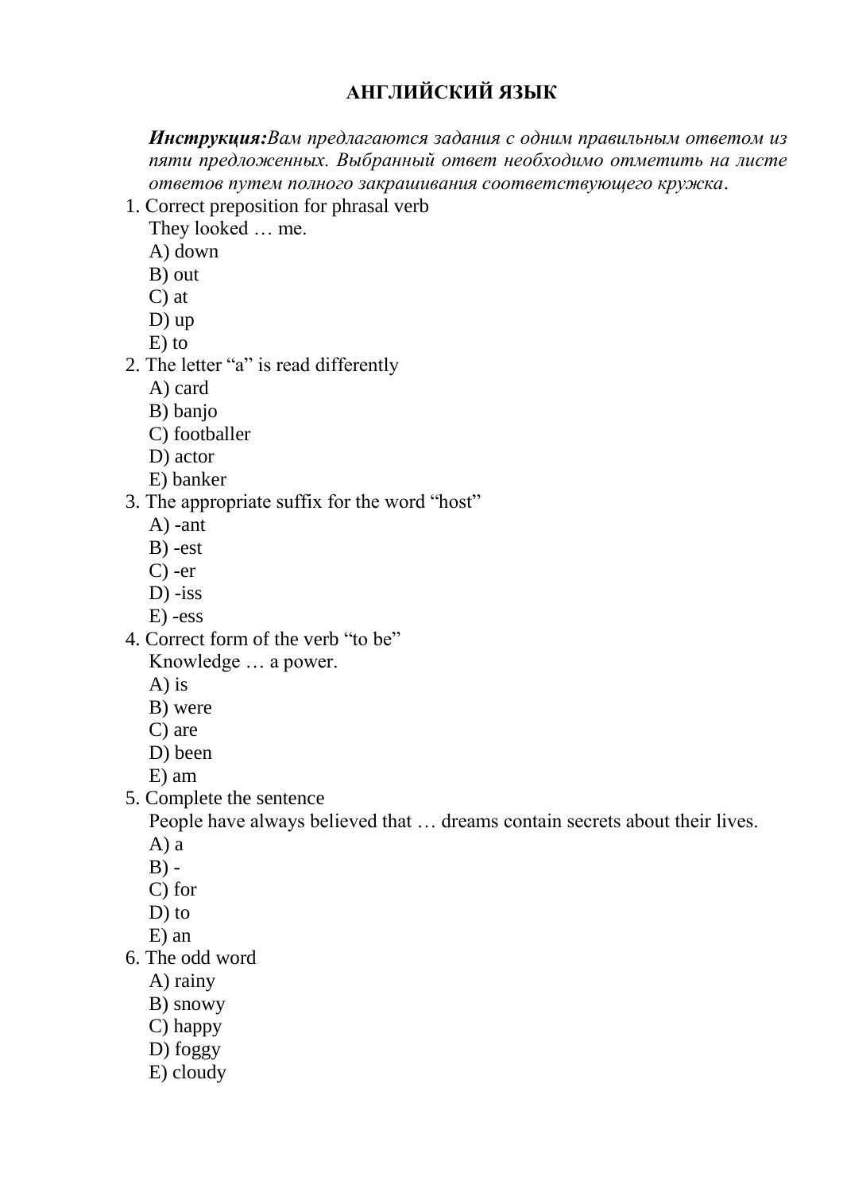# АНГЛИЙСКИЙ ЯЗЫК

***Инструкция:*** *Вам предлагаются задания с одним правильным ответом из пяти предложенных. Выбранный ответ необходимо отметить на листе ответов путем полного закрашивания соответствующего кружка.*

1. Correct preposition for phrasal verb
   They looked … me.
   A) down
   B) out
   C) at
   D) up
   E) to
2. The letter "a" is read differently
   A) card
   B) banjo
   C) footballer
   D) actor
   E) banker
3. The appropriate suffix for the word "host"
   A) -ant
   B) -est
   C) -er
   D) -iss
   E) -ess
4. Correct form of the verb "to be"
   Knowledge … a power.
   A) is
   B) were
   C) are
   D) been
   E) am
5. Complete the sentence
   People have always believed that … dreams contain secrets about their lives.
   A) a
   B) -
   C) for
   D) to
   E) an
6. The odd word
   A) rainy
   B) snowy
   C) happy
   D) foggy
   E) cloudy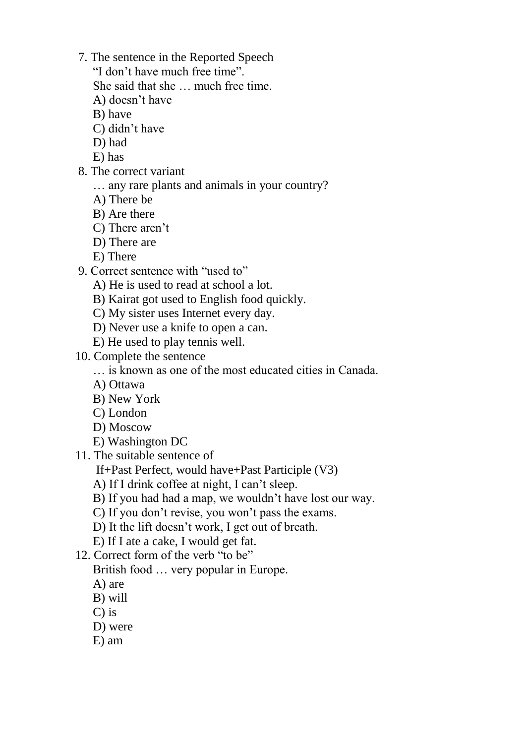7. The sentence in the Reported Speech
   "I don't have much free time".
   She said that she … much free time.
   A) doesn't have
   B) have
   C) didn't have
   D) had
   E) has
8. The correct variant
   … any rare plants and animals in your country?
   A) There be
   B) Are there
   C) There aren't
   D) There are
   E) There
9. Correct sentence with "used to"
   A) He is used to read at school a lot.
   B) Kairat got used to English food quickly.
   C) My sister uses Internet every day.
   D) Never use a knife to open a can.
   E) He used to play tennis well.
10. Complete the sentence
   … is known as one of the most educated cities in Canada.
   A) Ottawa
   B) New York
   C) London
   D) Moscow
   E) Washington DC
11. The suitable sentence of
   If+Past Perfect, would have+Past Participle (V3)
   A) If I drink coffee at night, I can't sleep.
   B) If you had had a map, we wouldn't have lost our way.
   C) If you don't revise, you won't pass the exams.
   D) It the lift doesn't work, I get out of breath.
   E) If I ate a cake, I would get fat.
12. Correct form of the verb "to be"
   British food … very popular in Europe.
   A) are
   B) will
   C) is
   D) were
   E) am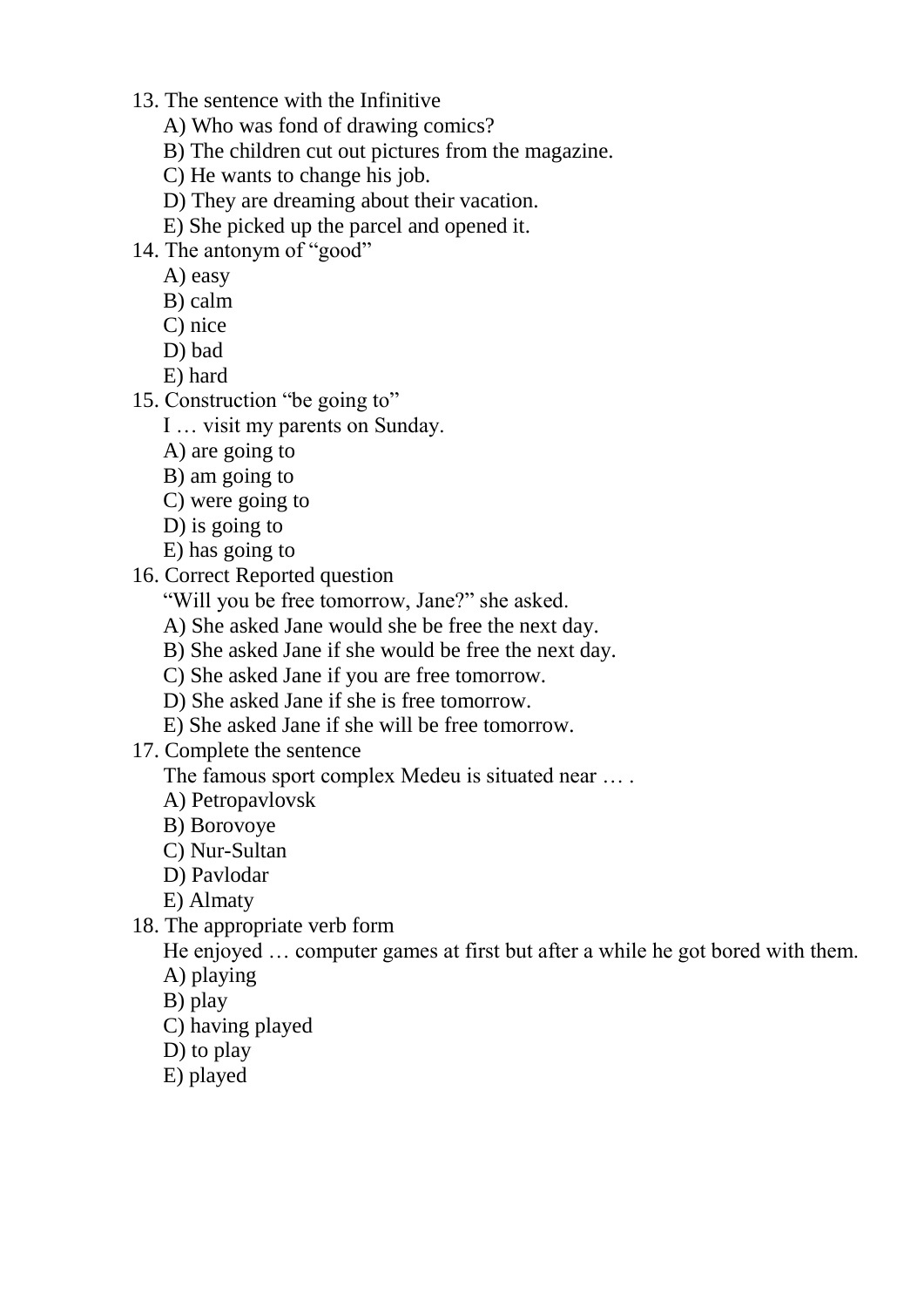13. The sentence with the Infinitive
    A) Who was fond of drawing comics?
    B) The children cut out pictures from the magazine.
    C) He wants to change his job.
    D) They are dreaming about their vacation.
    E) She picked up the parcel and opened it.
14. The antonym of "good"
    A) easy
    B) calm
    C) nice
    D) bad
    E) hard
15. Construction "be going to"
    I … visit my parents on Sunday.
    A) are going to
    B) am going to
    C) were going to
    D) is going to
    E) has going to
16. Correct Reported question
    "Will you be free tomorrow, Jane?" she asked.
    A) She asked Jane would she be free the next day.
    B) She asked Jane if she would be free the next day.
    C) She asked Jane if you are free tomorrow.
    D) She asked Jane if she is free tomorrow.
    E) She asked Jane if she will be free tomorrow.
17. Complete the sentence
    The famous sport complex Medeu is situated near … .
    A) Petropavlovsk
    B) Borovoye
    C) Nur-Sultan
    D) Pavlodar
    E) Almaty
18. The appropriate verb form
    He enjoyed … computer games at first but after a while he got bored with them.
    A) playing
    B) play
    C) having played
    D) to play
    E) played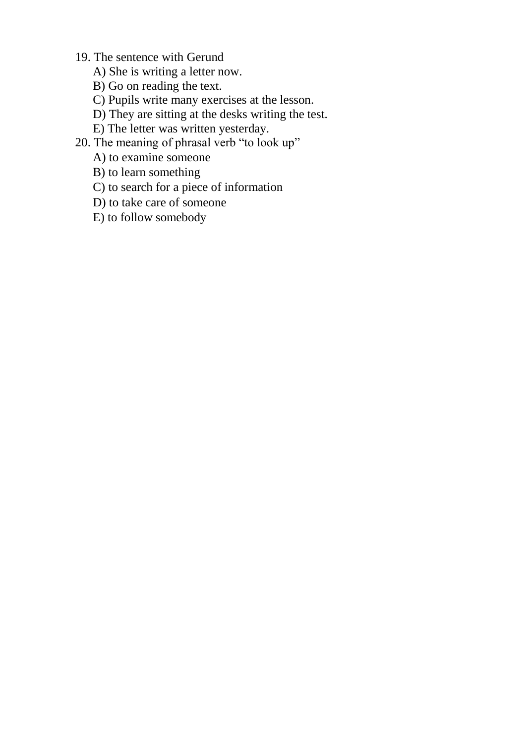19. The sentence with Gerund
    A) She is writing a letter now.
    B) Go on reading the text.
    C) Pupils write many exercises at the lesson.
    D) They are sitting at the desks writing the test.
    E) The letter was written yesterday.
20. The meaning of phrasal verb "to look up"
    A) to examine someone
    B) to learn something
    C) to search for a piece of information
    D) to take care of someone
    E) to follow somebody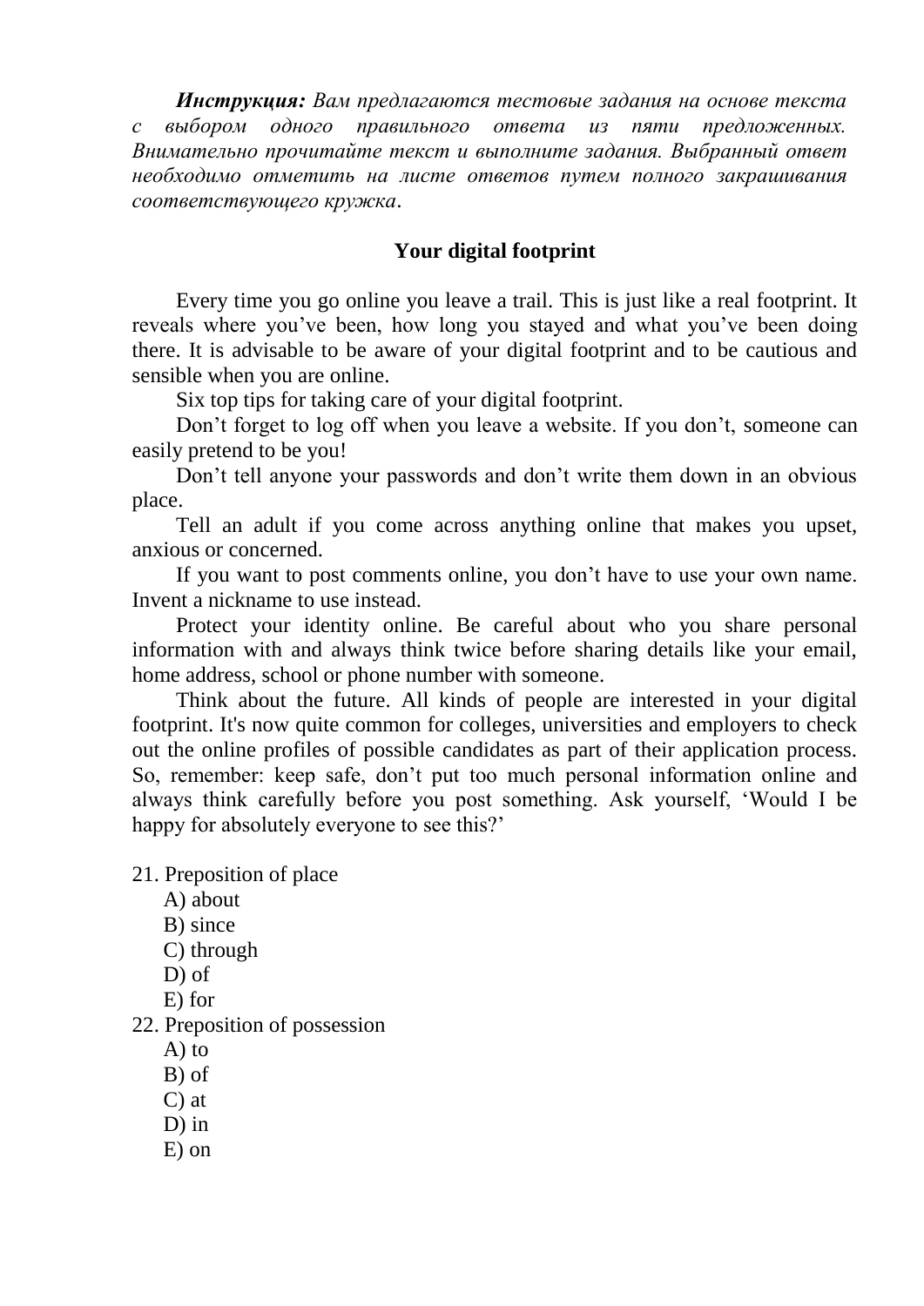***Инструкция:*** *Вам предлагаются тестовые задания на основе текста с выбором одного правильного ответа из пяти предложенных. Внимательно прочитайте текст и выполните задания. Выбранный ответ необходимо отметить на листе ответов путем полного закрашивания соответствующего кружка.*

## Your digital footprint

Every time you go online you leave a trail. This is just like a real footprint. It reveals where you've been, how long you stayed and what you've been doing there. It is advisable to be aware of your digital footprint and to be cautious and sensible when you are online.

Six top tips for taking care of your digital footprint.

Don't forget to log off when you leave a website. If you don't, someone can easily pretend to be you!

Don't tell anyone your passwords and don't write them down in an obvious place.

Tell an adult if you come across anything online that makes you upset, anxious or concerned.

If you want to post comments online, you don't have to use your own name. Invent a nickname to use instead.

Protect your identity online. Be careful about who you share personal information with and always think twice before sharing details like your email, home address, school or phone number with someone.

Think about the future. All kinds of people are interested in your digital footprint. It's now quite common for colleges, universities and employers to check out the online profiles of possible candidates as part of their application process. So, remember: keep safe, don't put too much personal information online and always think carefully before you post something. Ask yourself, 'Would I be happy for absolutely everyone to see this?'

21. Preposition of place
    A) about
    B) since
    C) through
    D) of
    E) for

22. Preposition of possession
    A) to
    B) of
    C) at
    D) in
    E) on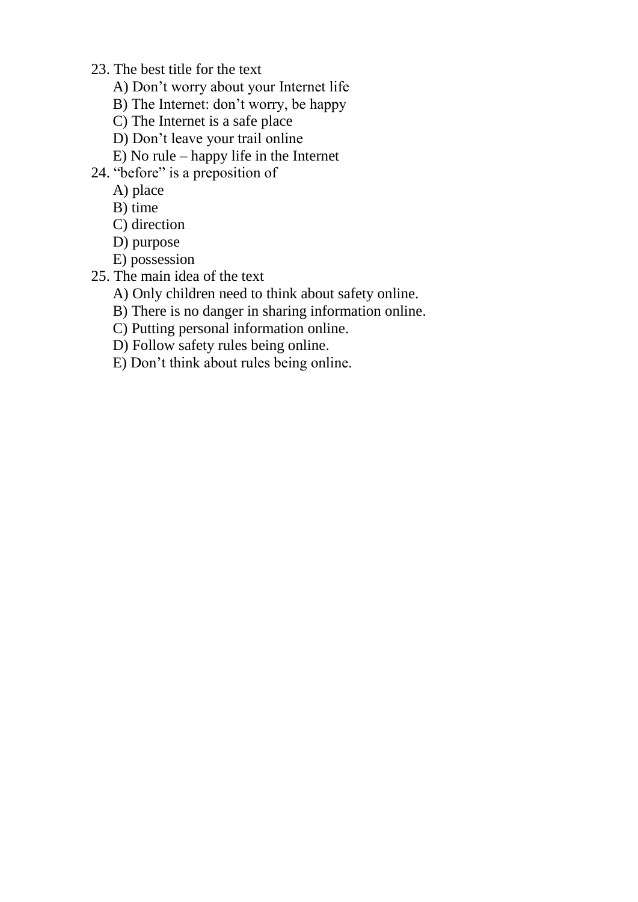23. The best title for the text
    - A) Don't worry about your Internet life
    - B) The Internet: don't worry, be happy
    - C) The Internet is a safe place
    - D) Don't leave your trail online
    - E) No rule – happy life in the Internet
24. "before" is a preposition of
    - A) place
    - B) time
    - C) direction
    - D) purpose
    - E) possession
25. The main idea of the text
    - A) Only children need to think about safety online.
    - B) There is no danger in sharing information online.
    - C) Putting personal information online.
    - D) Follow safety rules being online.
    - E) Don't think about rules being online.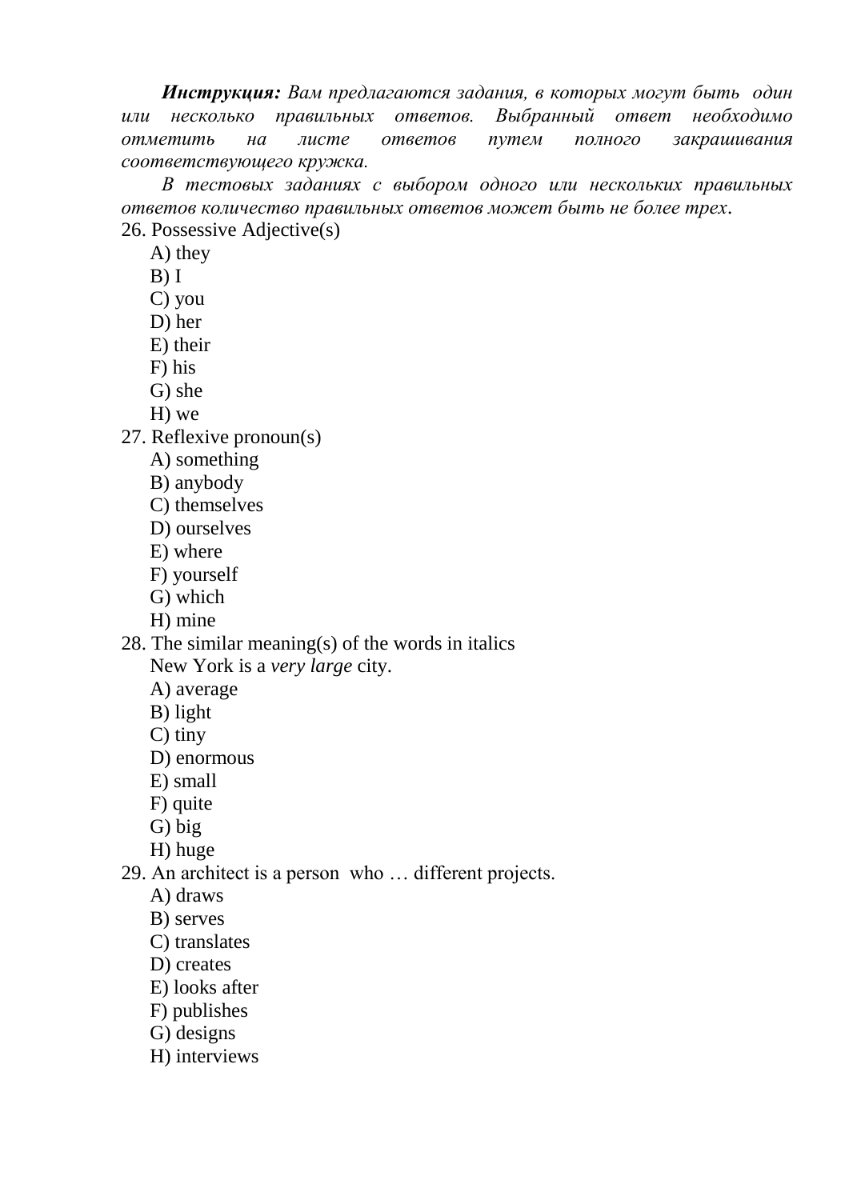***Инструкция:*** *Вам предлагаются задания, в которых могут быть один или несколько правильных ответов. Выбранный ответ необходимо отметить на листе ответов путем полного закрашивания соответствующего кружка.*

*В тестовых заданиях с выбором одного или нескольких правильных ответов количество правильных ответов может быть не более трех.*

26. Possessive Adjective(s)
   A) they
   B) I
   C) you
   D) her
   E) their
   F) his
   G) she
   H) we

27. Reflexive pronoun(s)
   A) something
   B) anybody
   C) themselves
   D) ourselves
   E) where
   F) yourself
   G) which
   H) mine

28. The similar meaning(s) of the words in italics
   New York is a *very large* city.
   A) average
   B) light
   C) tiny
   D) enormous
   E) small
   F) quite
   G) big
   H) huge

29. An architect is a person who … different projects.
   A) draws
   B) serves
   C) translates
   D) creates
   E) looks after
   F) publishes
   G) designs
   H) interviews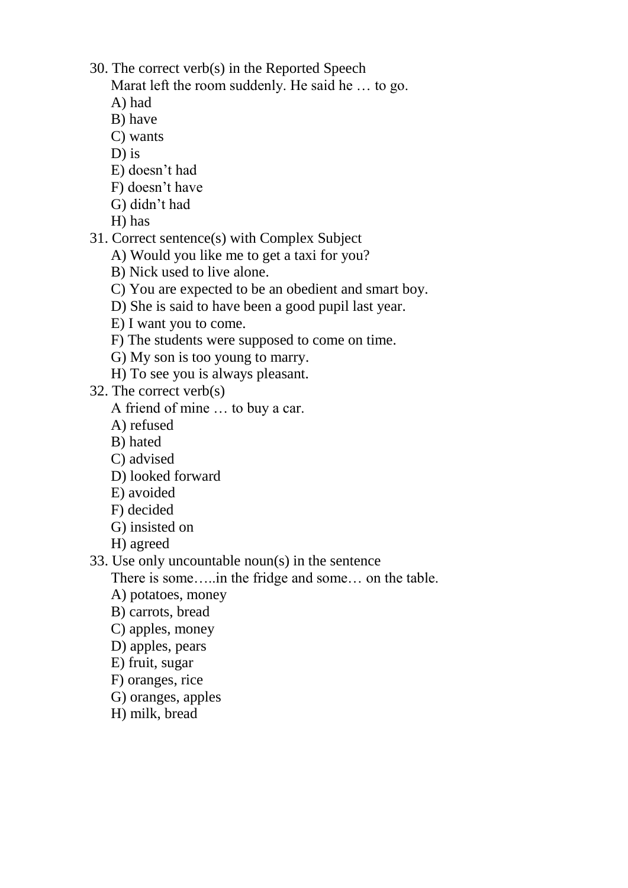30. The correct verb(s) in the Reported Speech

    Marat left the room suddenly. He said he … to go.

    A) had
    B) have
    C) wants
    D) is
    E) doesn’t had
    F) doesn’t have
    G) didn’t had
    H) has

31. Correct sentence(s) with Complex Subject

    A) Would you like me to get a taxi for you?
    B) Nick used to live alone.
    C) You are expected to be an obedient and smart boy.
    D) She is said to have been a good pupil last year.
    E) I want you to come.
    F) The students were supposed to come on time.
    G) My son is too young to marry.
    H) To see you is always pleasant.

32. The correct verb(s)

    A friend of mine … to buy a car.

    A) refused
    B) hated
    C) advised
    D) looked forward
    E) avoided
    F) decided
    G) insisted on
    H) agreed

33. Use only uncountable noun(s) in the sentence

    There is some…..in the fridge and some… on the table.

    A) potatoes, money
    B) carrots, bread
    C) apples, money
    D) apples, pears
    E) fruit, sugar
    F) oranges, rice
    G) oranges, apples
    H) milk, bread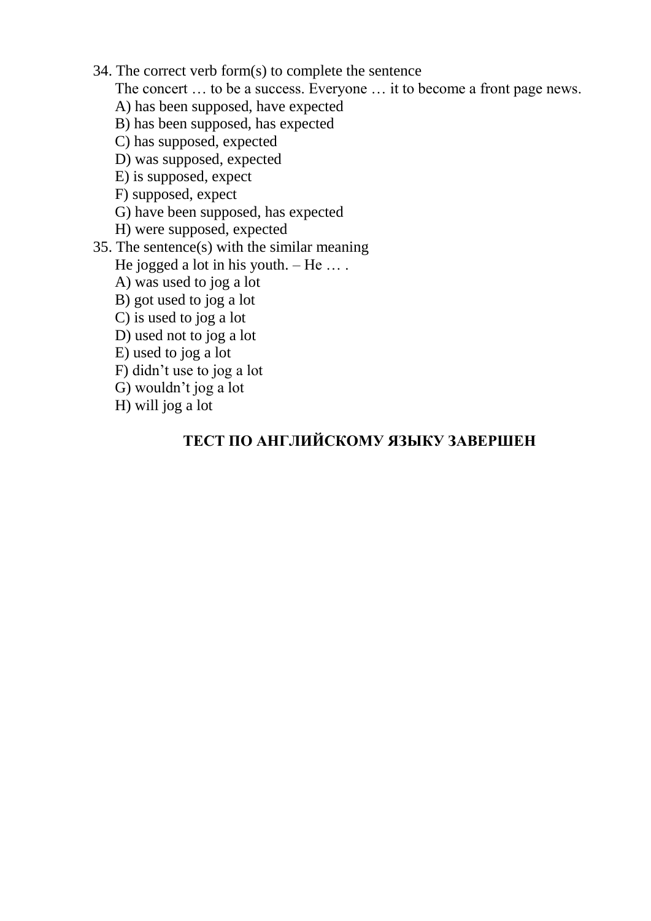34. The correct verb form(s) to complete the sentence

The concert … to be a success. Everyone … it to become a front page news.

A) has been supposed, have expected
B) has been supposed, has expected
C) has supposed, expected
D) was supposed, expected
E) is supposed, expect
F) supposed, expect
G) have been supposed, has expected
H) were supposed, expected

35. The sentence(s) with the similar meaning

He jogged a lot in his youth. – He … .

A) was used to jog a lot
B) got used to jog a lot
C) is used to jog a lot
D) used not to jog a lot
E) used to jog a lot
F) didn't use to jog a lot
G) wouldn't jog a lot
H) will jog a lot

**ТЕСТ ПО АНГЛИЙСКОМУ ЯЗЫКУ ЗАВЕРШЕН**